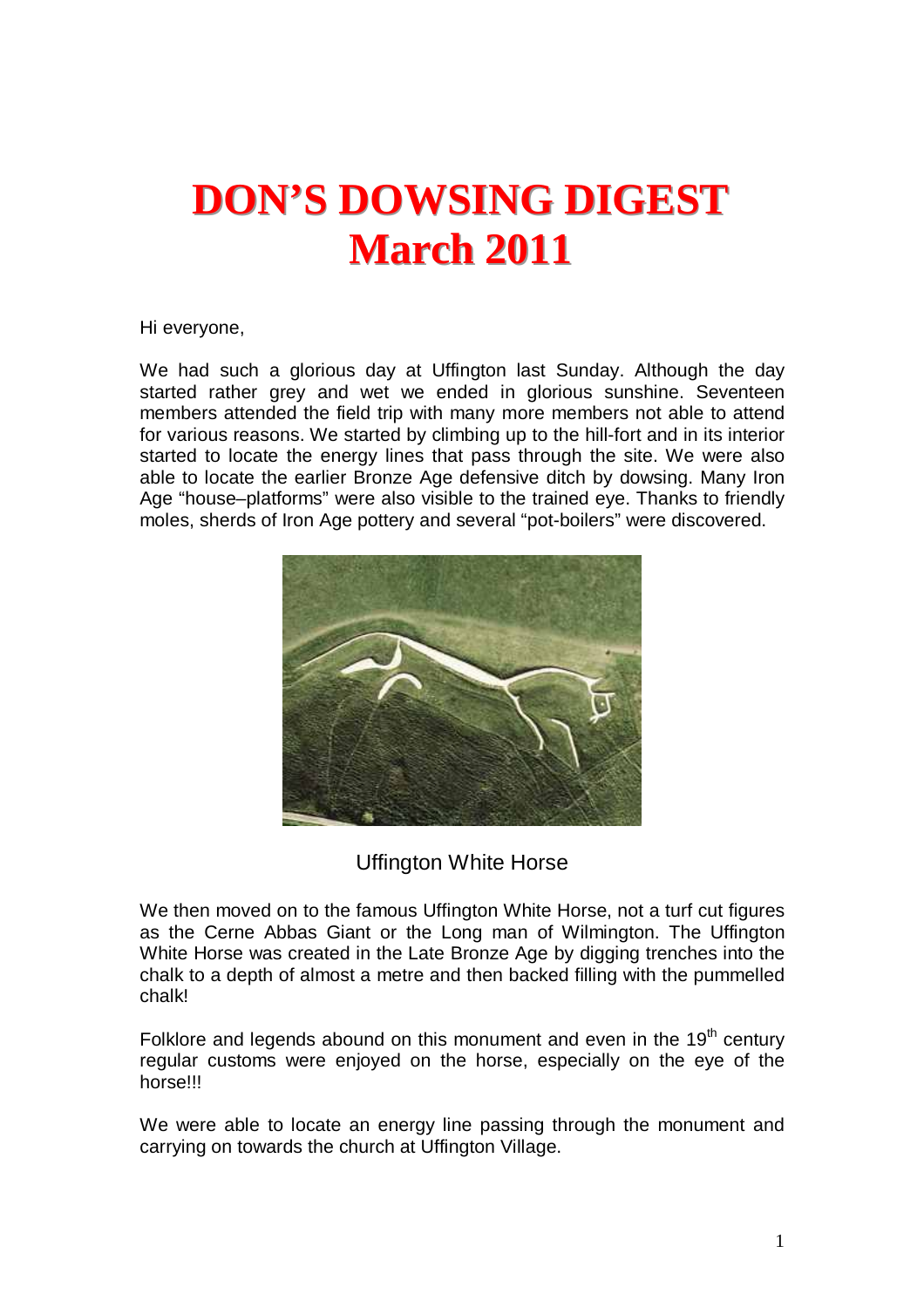# DON'S DOWSING DIGEST
# March 2011

Hi everyone,

We had such a glorious day at Uffington last Sunday. Although the day started rather grey and wet we ended in glorious sunshine. Seventeen members attended the field trip with many more members not able to attend for various reasons. We started by climbing up to the hill-fort and in its interior started to locate the energy lines that pass through the site. We were also able to locate the earlier Bronze Age defensive ditch by dowsing. Many Iron Age "house–platforms" were also visible to the trained eye. Thanks to friendly moles, sherds of Iron Age pottery and several "pot-boilers" were discovered.

Uffington White Horse

We then moved on to the famous Uffington White Horse, not a turf cut figures as the Cerne Abbas Giant or the Long man of Wilmington. The Uffington White Horse was created in the Late Bronze Age by digging trenches into the chalk to a depth of almost a metre and then backed filling with the pummelled chalk!

Folklore and legends abound on this monument and even in the 19th century regular customs were enjoyed on the horse, especially on the eye of the horse!!!

We were able to locate an energy line passing through the monument and carrying on towards the church at Uffington Village.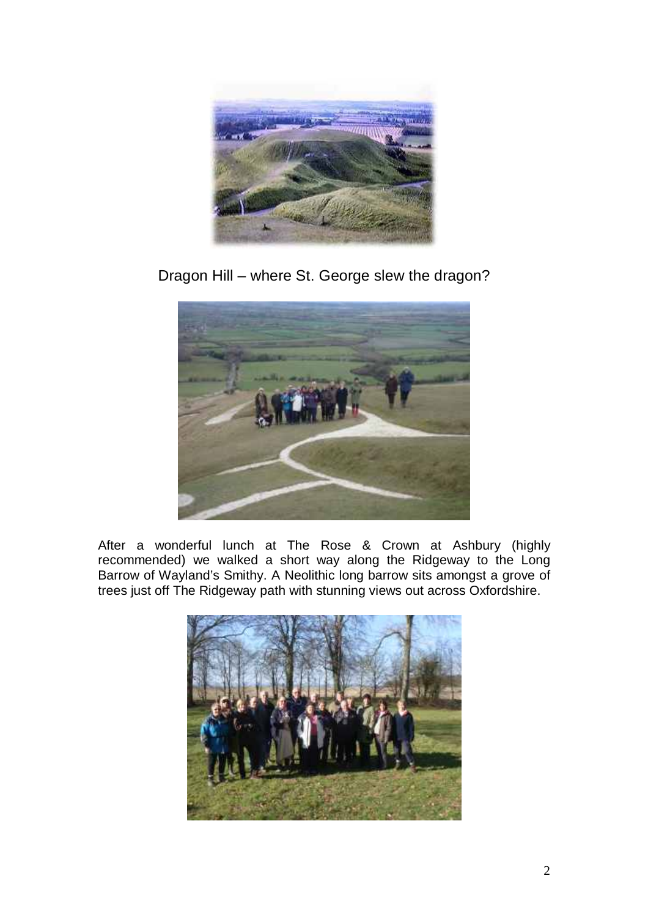Dragon Hill – where St. George slew the dragon?

After a wonderful lunch at The Rose & Crown at Ashbury (highly recommended) we walked a short way along the Ridgeway to the Long Barrow of Wayland's Smithy. A Neolithic long barrow sits amongst a grove of trees just off The Ridgeway path with stunning views out across Oxfordshire.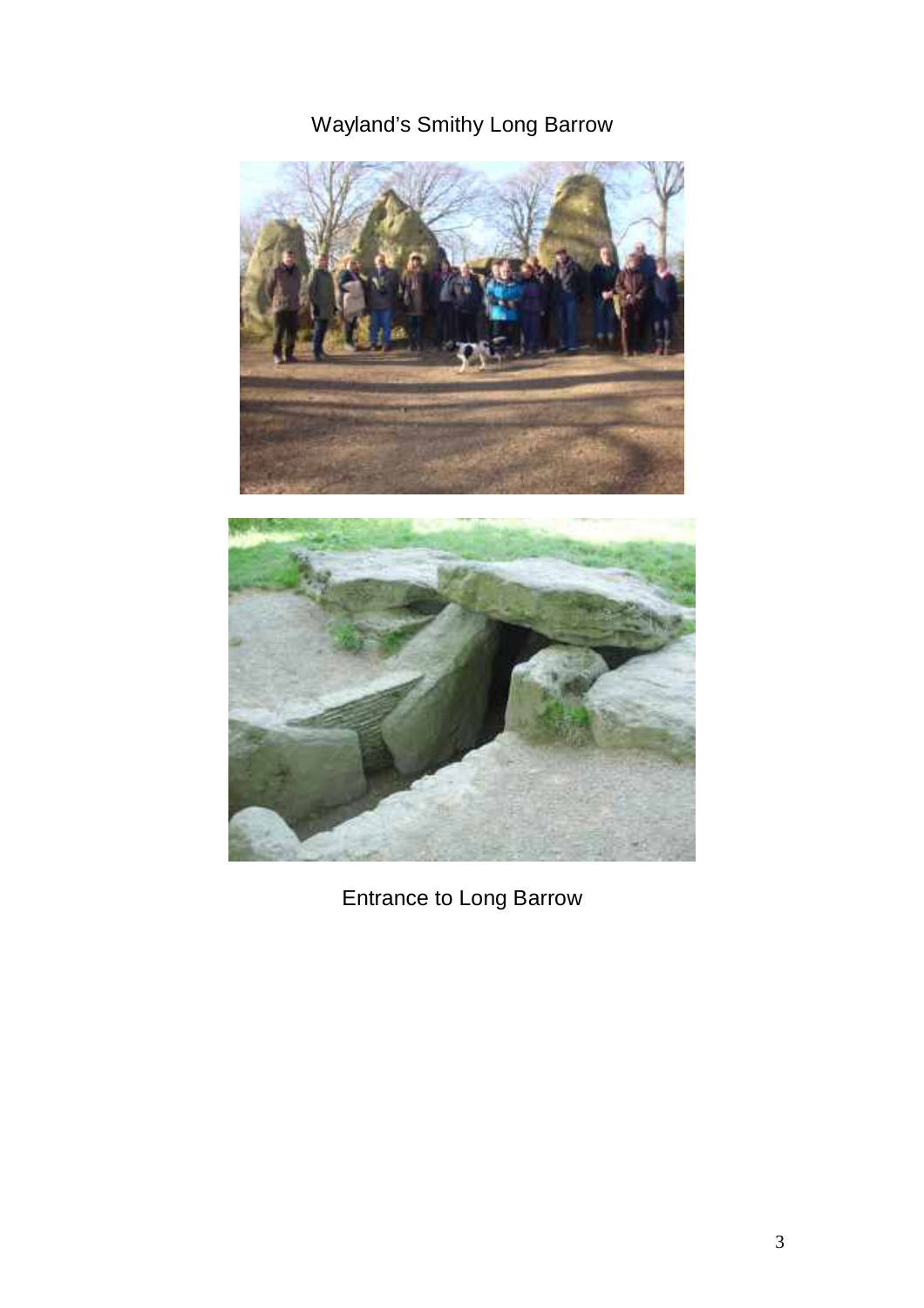Wayland's Smithy Long Barrow

Entrance to Long Barrow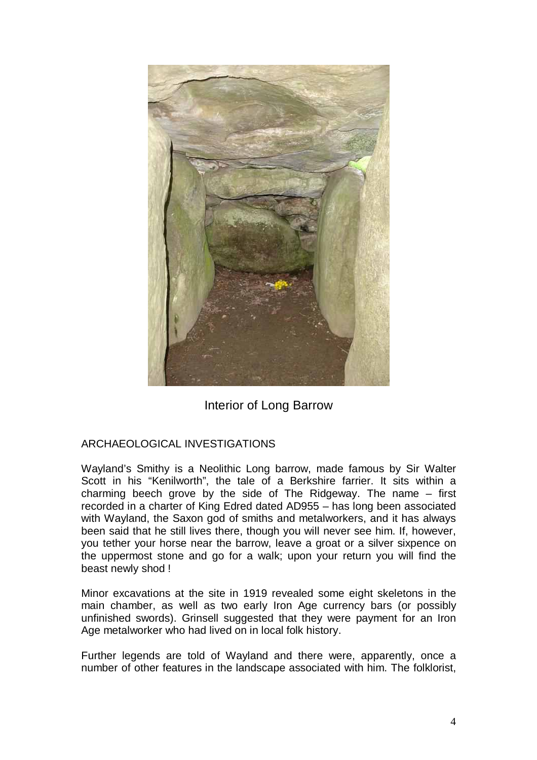Interior of Long Barrow

## ARCHAEOLOGICAL INVESTIGATIONS

Wayland's Smithy is a Neolithic Long barrow, made famous by Sir Walter Scott in his "Kenilworth", the tale of a Berkshire farrier. It sits within a charming beech grove by the side of The Ridgeway. The name – first recorded in a charter of King Edred dated AD955 – has long been associated with Wayland, the Saxon god of smiths and metalworkers, and it has always been said that he still lives there, though you will never see him. If, however, you tether your horse near the barrow, leave a groat or a silver sixpence on the uppermost stone and go for a walk; upon your return you will find the beast newly shod !

Minor excavations at the site in 1919 revealed some eight skeletons in the main chamber, as well as two early Iron Age currency bars (or possibly unfinished swords). Grinsell suggested that they were payment for an Iron Age metalworker who had lived on in local folk history.

Further legends are told of Wayland and there were, apparently, once a number of other features in the landscape associated with him. The folklorist,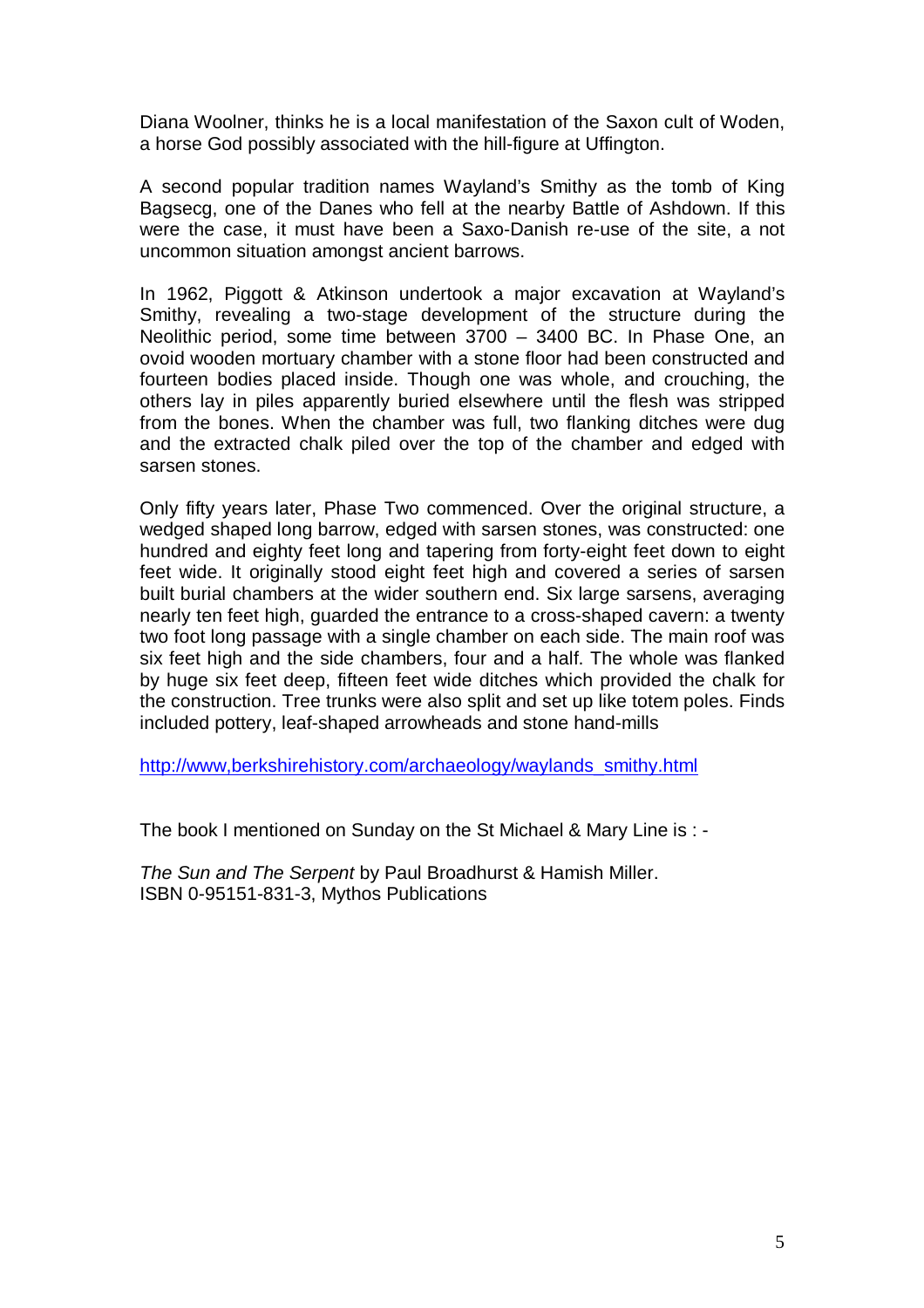Diana Woolner, thinks he is a local manifestation of the Saxon cult of Woden, a horse God possibly associated with the hill-figure at Uffington.

A second popular tradition names Wayland's Smithy as the tomb of King Bagsecg, one of the Danes who fell at the nearby Battle of Ashdown. If this were the case, it must have been a Saxo-Danish re-use of the site, a not uncommon situation amongst ancient barrows.

In 1962, Piggott & Atkinson undertook a major excavation at Wayland's Smithy, revealing a two-stage development of the structure during the Neolithic period, some time between 3700 – 3400 BC. In Phase One, an ovoid wooden mortuary chamber with a stone floor had been constructed and fourteen bodies placed inside. Though one was whole, and crouching, the others lay in piles apparently buried elsewhere until the flesh was stripped from the bones. When the chamber was full, two flanking ditches were dug and the extracted chalk piled over the top of the chamber and edged with sarsen stones.

Only fifty years later, Phase Two commenced. Over the original structure, a wedged shaped long barrow, edged with sarsen stones, was constructed: one hundred and eighty feet long and tapering from forty-eight feet down to eight feet wide. It originally stood eight feet high and covered a series of sarsen built burial chambers at the wider southern end. Six large sarsens, averaging nearly ten feet high, guarded the entrance to a cross-shaped cavern: a twenty two foot long passage with a single chamber on each side. The main roof was six feet high and the side chambers, four and a half. The whole was flanked by huge six feet deep, fifteen feet wide ditches which provided the chalk for the construction. Tree trunks were also split and set up like totem poles. Finds included pottery, leaf-shaped arrowheads and stone hand-mills

http://www,berkshirehistory.com/archaeology/waylands_smithy.html

The book I mentioned on Sunday on the St Michael & Mary Line is : -

*The Sun and The Serpent* by Paul Broadhurst & Hamish Miller.
ISBN 0-95151-831-3, Mythos Publications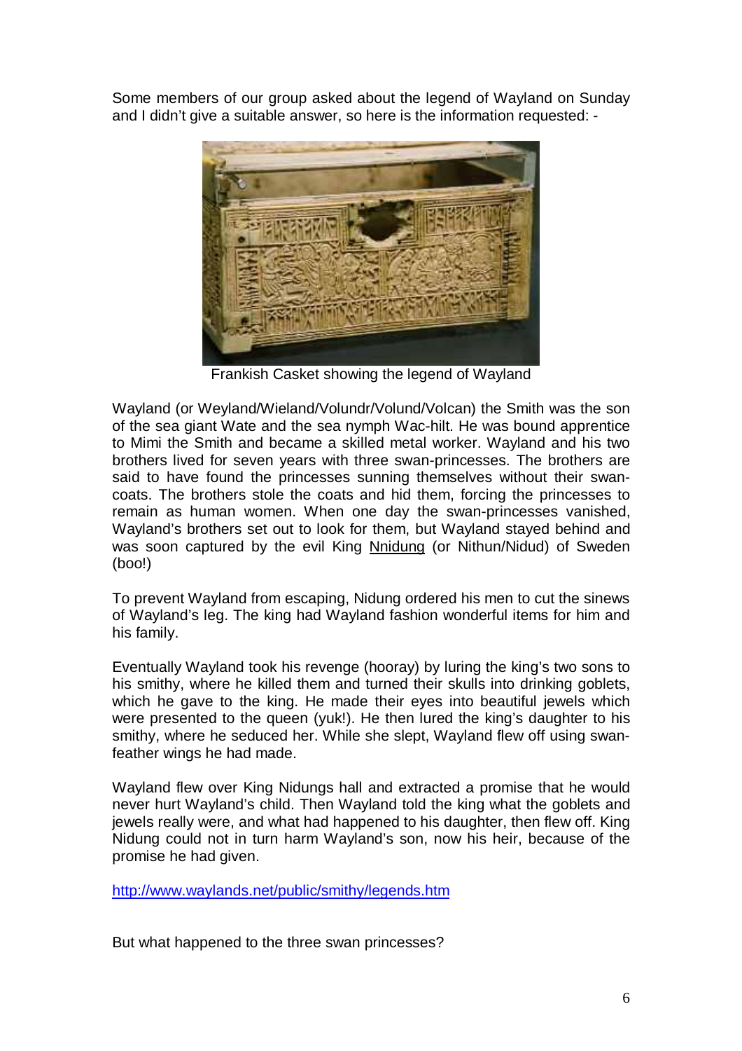Some members of our group asked about the legend of Wayland on Sunday and I didn't give a suitable answer, so here is the information requested: -

Frankish Casket showing the legend of Wayland

Wayland (or Weyland/Wieland/Volundr/Volund/Volcan) the Smith was the son of the sea giant Wate and the sea nymph Wac-hilt. He was bound apprentice to Mimi the Smith and became a skilled metal worker. Wayland and his two brothers lived for seven years with three swan-princesses. The brothers are said to have found the princesses sunning themselves without their swan-coats. The brothers stole the coats and hid them, forcing the princesses to remain as human women. When one day the swan-princesses vanished, Wayland's brothers set out to look for them, but Wayland stayed behind and was soon captured by the evil King Nnidung (or Nithun/Nidud) of Sweden (boo!)

To prevent Wayland from escaping, Nidung ordered his men to cut the sinews of Wayland's leg. The king had Wayland fashion wonderful items for him and his family.

Eventually Wayland took his revenge (hooray) by luring the king's two sons to his smithy, where he killed them and turned their skulls into drinking goblets, which he gave to the king. He made their eyes into beautiful jewels which were presented to the queen (yuk!). He then lured the king's daughter to his smithy, where he seduced her. While she slept, Wayland flew off using swan-feather wings he had made.

Wayland flew over King Nidungs hall and extracted a promise that he would never hurt Wayland's child. Then Wayland told the king what the goblets and jewels really were, and what had happened to his daughter, then flew off. King Nidung could not in turn harm Wayland's son, now his heir, because of the promise he had given.

http://www.waylands.net/public/smithy/legends.htm

But what happened to the three swan princesses?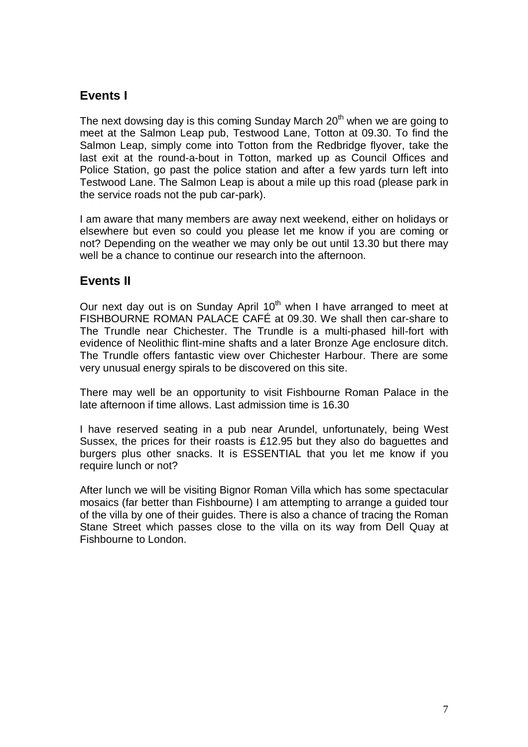## Events I

The next dowsing day is this coming Sunday March 20th when we are going to meet at the Salmon Leap pub, Testwood Lane, Totton at 09.30. To find the Salmon Leap, simply come into Totton from the Redbridge flyover, take the last exit at the round-a-bout in Totton, marked up as Council Offices and Police Station, go past the police station and after a few yards turn left into Testwood Lane. The Salmon Leap is about a mile up this road (please park in the service roads not the pub car-park).

I am aware that many members are away next weekend, either on holidays or elsewhere but even so could you please let me know if you are coming or not? Depending on the weather we may only be out until 13.30 but there may well be a chance to continue our research into the afternoon.

## Events II

Our next day out is on Sunday April 10th when I have arranged to meet at FISHBOURNE ROMAN PALACE CAFÉ at 09.30. We shall then car-share to The Trundle near Chichester. The Trundle is a multi-phased hill-fort with evidence of Neolithic flint-mine shafts and a later Bronze Age enclosure ditch. The Trundle offers fantastic view over Chichester Harbour. There are some very unusual energy spirals to be discovered on this site.

There may well be an opportunity to visit Fishbourne Roman Palace in the late afternoon if time allows. Last admission time is 16.30

I have reserved seating in a pub near Arundel, unfortunately, being West Sussex, the prices for their roasts is £12.95 but they also do baguettes and burgers plus other snacks. It is ESSENTIAL that you let me know if you require lunch or not?

After lunch we will be visiting Bignor Roman Villa which has some spectacular mosaics (far better than Fishbourne) I am attempting to arrange a guided tour of the villa by one of their guides. There is also a chance of tracing the Roman Stane Street which passes close to the villa on its way from Dell Quay at Fishbourne to London.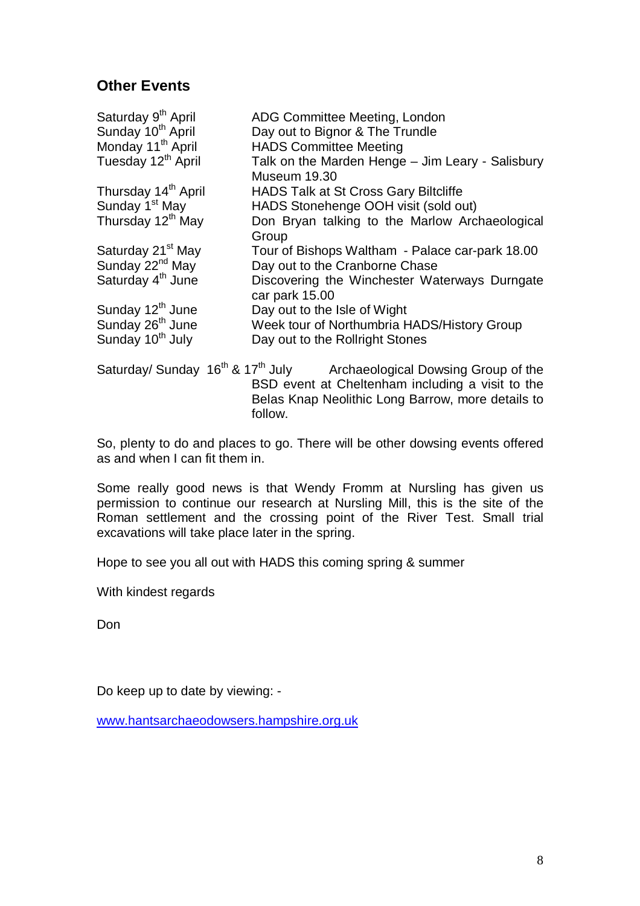## Other Events

| | |
|---|---|
| Saturday 9th April | ADG Committee Meeting, London |
| Sunday 10th April | Day out to Bignor & The Trundle |
| Monday 11th April | HADS Committee Meeting |
| Tuesday 12th April | Talk on the Marden Henge – Jim Leary - Salisbury Museum 19.30 |
| Thursday 14th April | HADS Talk at St Cross Gary Biltcliffe |
| Sunday 1st May | HADS Stonehenge OOH visit (sold out) |
| Thursday 12th May | Don Bryan talking to the Marlow Archaeological Group |
| Saturday 21st May | Tour of Bishops Waltham - Palace car-park 18.00 |
| Sunday 22nd May | Day out to the Cranborne Chase |
| Saturday 4th June | Discovering the Winchester Waterways Durngate car park 15.00 |
| Sunday 12th June | Day out to the Isle of Wight |
| Sunday 26th June | Week tour of Northumbria HADS/History Group |
| Sunday 10th July | Day out to the Rollright Stones |
| Saturday/ Sunday 16th & 17th July | Archaeological Dowsing Group of the BSD event at Cheltenham including a visit to the Belas Knap Neolithic Long Barrow, more details to follow. |

So, plenty to do and places to go. There will be other dowsing events offered as and when I can fit them in.

Some really good news is that Wendy Fromm at Nursling has given us permission to continue our research at Nursling Mill, this is the site of the Roman settlement and the crossing point of the River Test. Small trial excavations will take place later in the spring.

Hope to see you all out with HADS this coming spring & summer

With kindest regards

Don

Do keep up to date by viewing: -

www.hantsarchaeodowsers.hampshire.org.uk